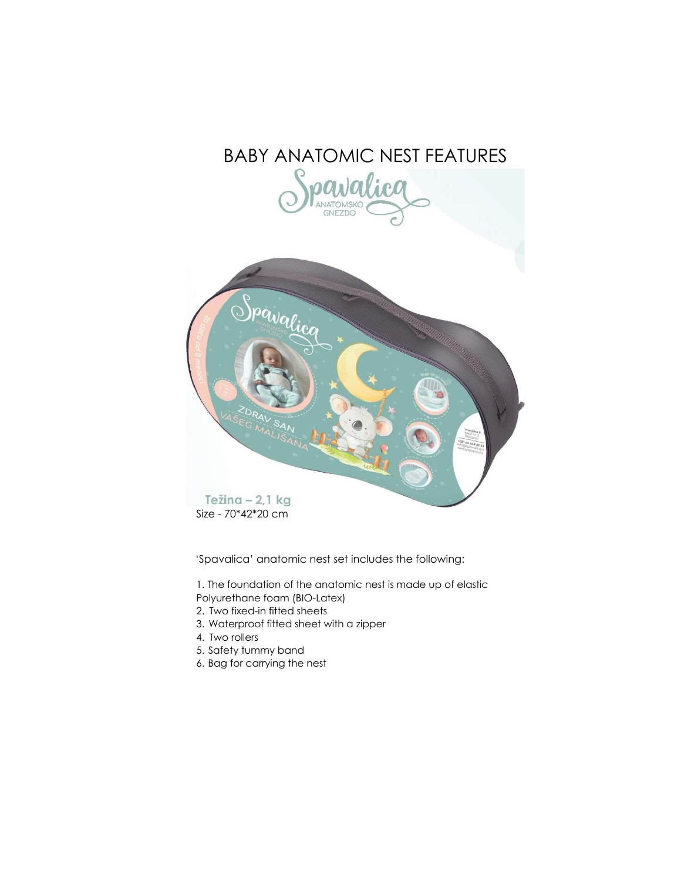# BABY ANATOMIC NEST FEATURES

Težina – 2,1 kg

Size - 70*42*20 cm

'Spavalica' anatomic nest set includes the following:

1. The foundation of the anatomic nest is made up of elastic Polyurethane foam (BIO-Latex)
2. Two fixed-in fitted sheets
3. Waterproof fitted sheet with a zipper
4. Two rollers
5. Safety tummy band
6. Bag for carrying the nest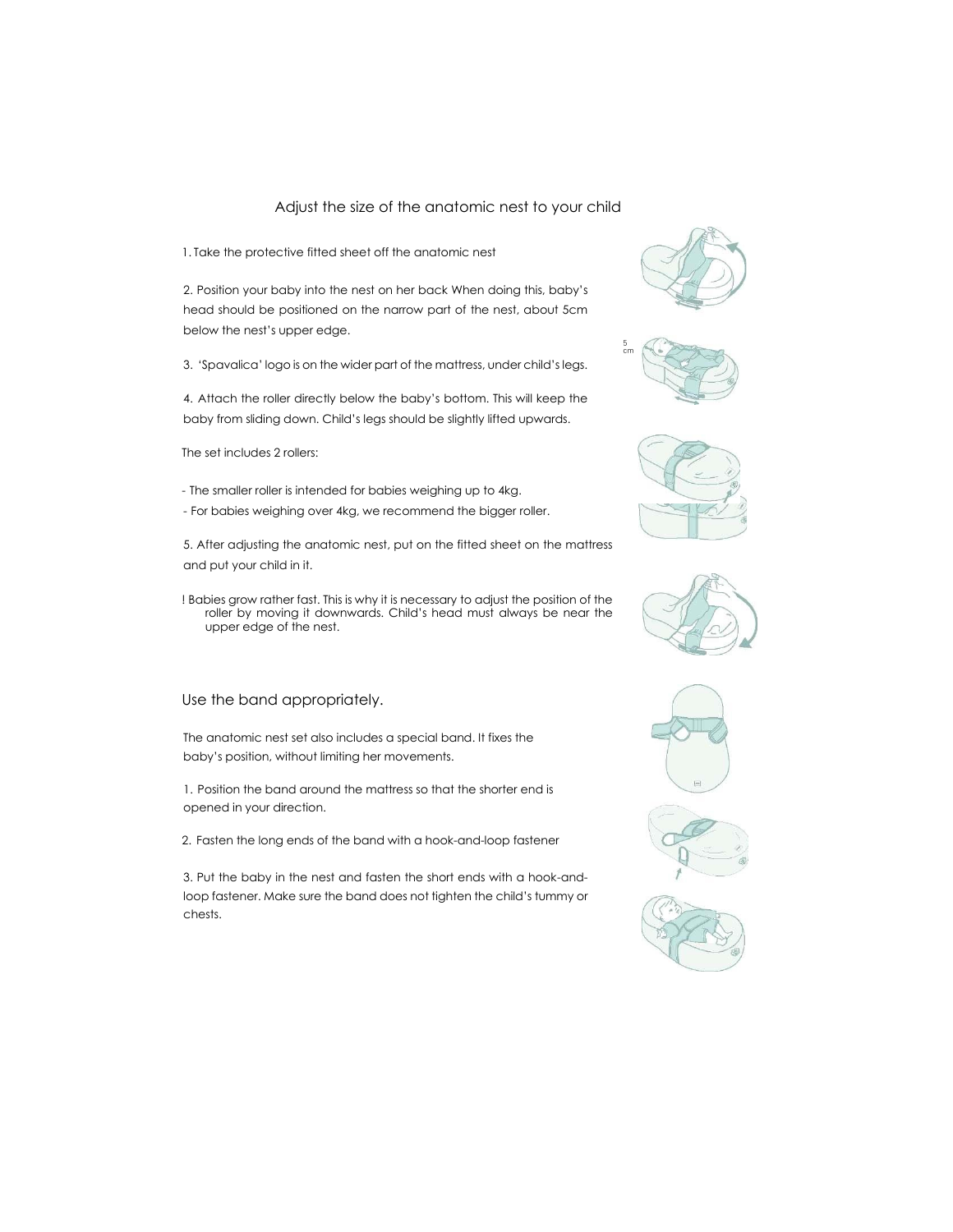## Adjust the size of the anatomic nest to your child

1. Take the protective fitted sheet off the anatomic nest

2. Position your baby into the nest on her back When doing this, baby's head should be positioned on the narrow part of the nest, about 5cm below the nest's upper edge.

3. 'Spavalica' logo is on the wider part of the mattress, under child's legs.

4. Attach the roller directly below the baby's bottom. This will keep the baby from sliding down. Child's legs should be slightly lifted upwards.

The set includes 2 rollers:

- The smaller roller is intended for babies weighing up to 4kg.
- For babies weighing over 4kg, we recommend the bigger roller.

5. After adjusting the anatomic nest, put on the fitted sheet on the mattress and put your child in it.

! Babies grow rather fast. This is why it is necessary to adjust the position of the roller by moving it downwards. Child's head must always be near the upper edge of the nest.

## Use the band appropriately.

The anatomic nest set also includes a special band. It fixes the baby's position, without limiting her movements.

1. Position the band around the mattress so that the shorter end is opened in your direction.

2. Fasten the long ends of the band with a hook-and-loop fastener

3. Put the baby in the nest and fasten the short ends with a hook-and-loop fastener. Make sure the band does not tighten the child's tummy or chests.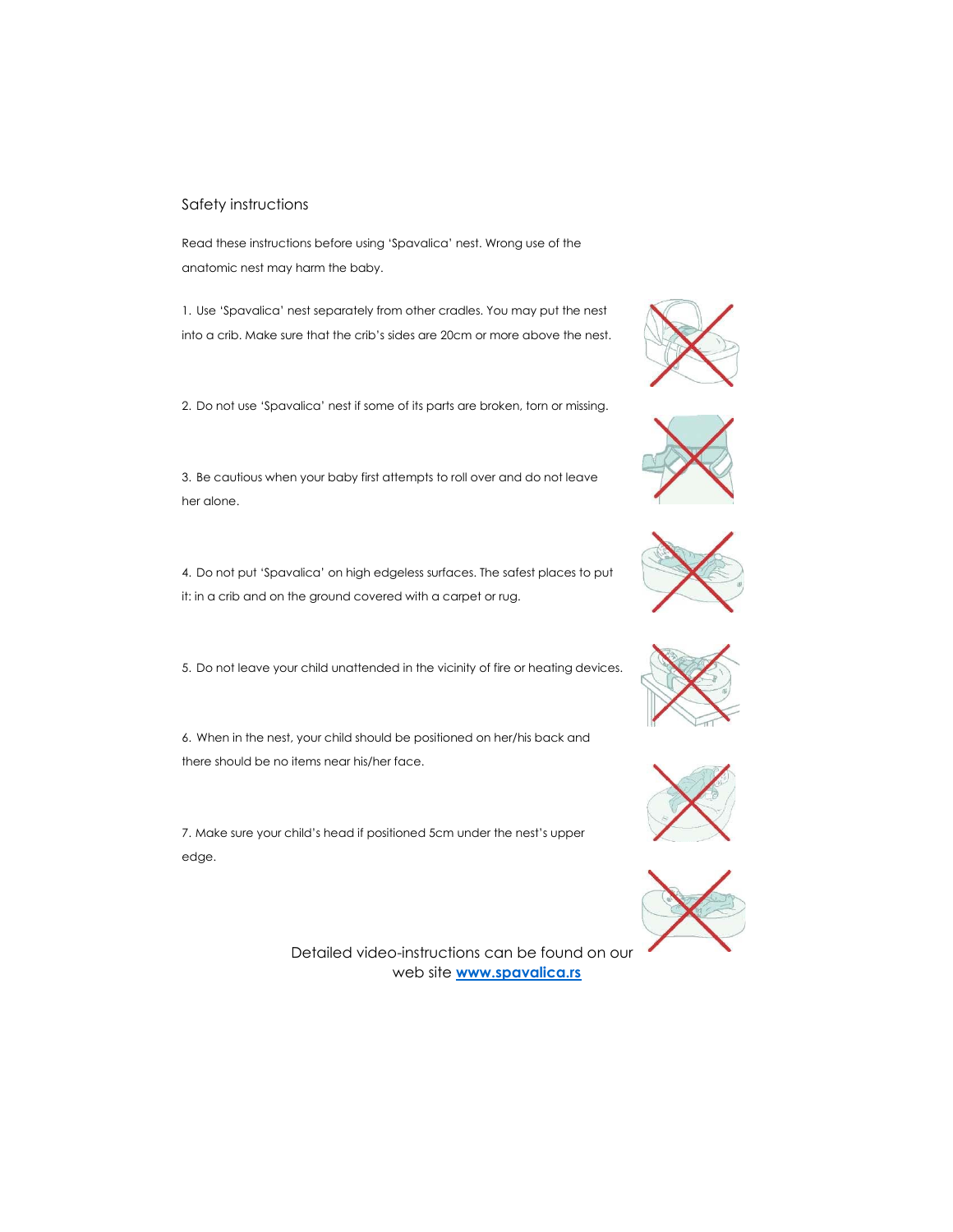## Safety instructions

Read these instructions before using 'Spavalica' nest. Wrong use of the anatomic nest may harm the baby.

1. Use 'Spavalica' nest separately from other cradles. You may put the nest into a crib. Make sure that the crib's sides are 20cm or more above the nest.

2. Do not use 'Spavalica' nest if some of its parts are broken, torn or missing.

3. Be cautious when your baby first attempts to roll over and do not leave her alone.

4. Do not put 'Spavalica' on high edgeless surfaces. The safest places to put it: in a crib and on the ground covered with a carpet or rug.

5. Do not leave your child unattended in the vicinity of fire or heating devices.

6. When in the nest, your child should be positioned on her/his back and there should be no items near his/her face.

7. Make sure your child's head if positioned 5cm under the nest's upper edge.

Detailed video-instructions can be found on our web site **[www.spavalica.rs](http://www.spavalica.rs)**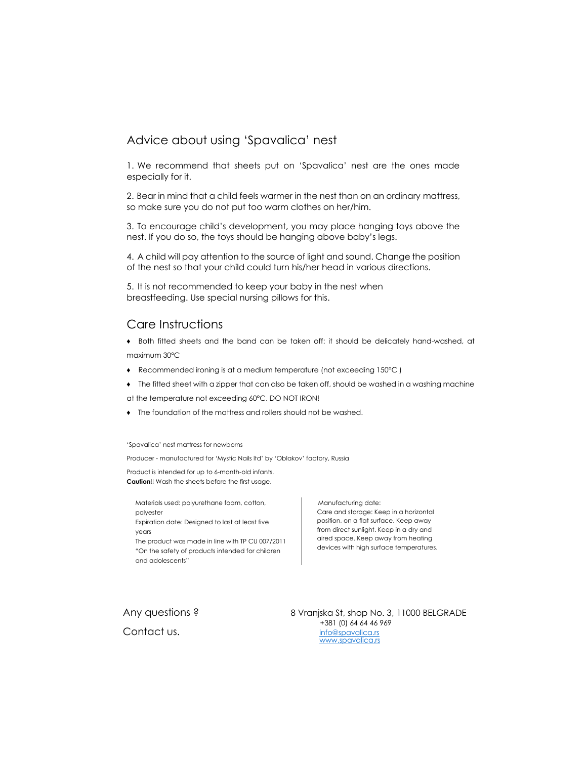## Advice about using 'Spavalica' nest

1. We recommend that sheets put on 'Spavalica' nest are the ones made especially for it.

2. Bear in mind that a child feels warmer in the nest than on an ordinary mattress, so make sure you do not put too warm clothes on her/him.

3. To encourage child's development, you may place hanging toys above the nest. If you do so, the toys should be hanging above baby's legs.

4. A child will pay attention to the source of light and sound. Change the position of the nest so that your child could turn his/her head in various directions.

5. It is not recommended to keep your baby in the nest when breastfeeding. Use special nursing pillows for this.

## Care Instructions

- Both fitted sheets and the band can be taken off: it should be delicately hand-washed, at maximum 30°C
- Recommended ironing is at a medium temperature (not exceeding 150°C )
- The fitted sheet with a zipper that can also be taken off, should be washed in a washing machine at the temperature not exceeding 60°C. DO NOT IRON!
- The foundation of the mattress and rollers should not be washed.

'Spavalica' nest mattress for newborns

Producer - manufactured for 'Mystic Nails ltd' by 'Oblakov' factory, Russia

Product is intended for up to 6-month-old infants.
**Caution**!! Wash the sheets before the first usage.

Materials used: polyurethane foam, cotton, polyester
Expiration date: Designed to last at least five years
The product was made in line with TP CU 007/2011 "On the safety of products intended for children and adolescents"

Manufacturing date:
Care and storage: Keep in a horizontal position, on a flat surface. Keep away from direct sunlight. Keep in a dry and aired space. Keep away from heating devices with high surface temperatures.

Any questions ?

Contact us.

8 Vranjska St, shop No. 3, 11000 BELGRADE
+381 (0) 64 64 46 969
info@spavalica.rs
www.spavalica.rs